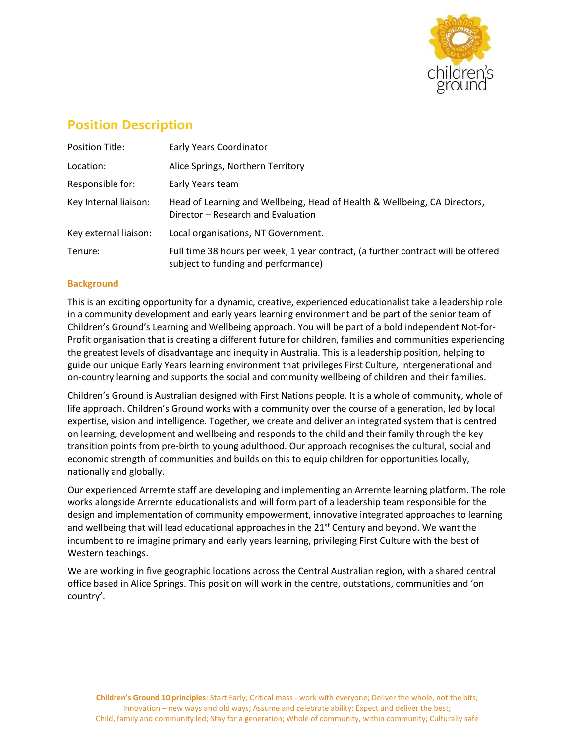# Position Description

| Position Title: | Early Years Coordinator |
|---|---|
| Location: | Alice Springs, Northern Territory |
| Responsible for: | Early Years team |
| Key Internal liaison: | Head of Learning and Wellbeing, Head of Health & Wellbeing, CA Directors, Director – Research and Evaluation |
| Key external liaison: | Local organisations, NT Government. |
| Tenure: | Full time 38 hours per week, 1 year contract, (a further contract will be offered subject to funding and performance) |

## Background

This is an exciting opportunity for a dynamic, creative, experienced educationalist take a leadership role in a community development and early years learning environment and be part of the senior team of Children's Ground's Learning and Wellbeing approach. You will be part of a bold independent Not-for-Profit organisation that is creating a different future for children, families and communities experiencing the greatest levels of disadvantage and inequity in Australia. This is a leadership position, helping to guide our unique Early Years learning environment that privileges First Culture, intergenerational and on-country learning and supports the social and community wellbeing of children and their families.

Children's Ground is Australian designed with First Nations people. It is a whole of community, whole of life approach. Children's Ground works with a community over the course of a generation, led by local expertise, vision and intelligence. Together, we create and deliver an integrated system that is centred on learning, development and wellbeing and responds to the child and their family through the key transition points from pre-birth to young adulthood. Our approach recognises the cultural, social and economic strength of communities and builds on this to equip children for opportunities locally, nationally and globally.

Our experienced Arrernte staff are developing and implementing an Arrernte learning platform. The role works alongside Arrernte educationalists and will form part of a leadership team responsible for the design and implementation of community empowerment, innovative integrated approaches to learning and wellbeing that will lead educational approaches in the 21st Century and beyond. We want the incumbent to re imagine primary and early years learning, privileging First Culture with the best of Western teachings.

We are working in five geographic locations across the Central Australian region, with a shared central office based in Alice Springs. This position will work in the centre, outstations, communities and 'on country'.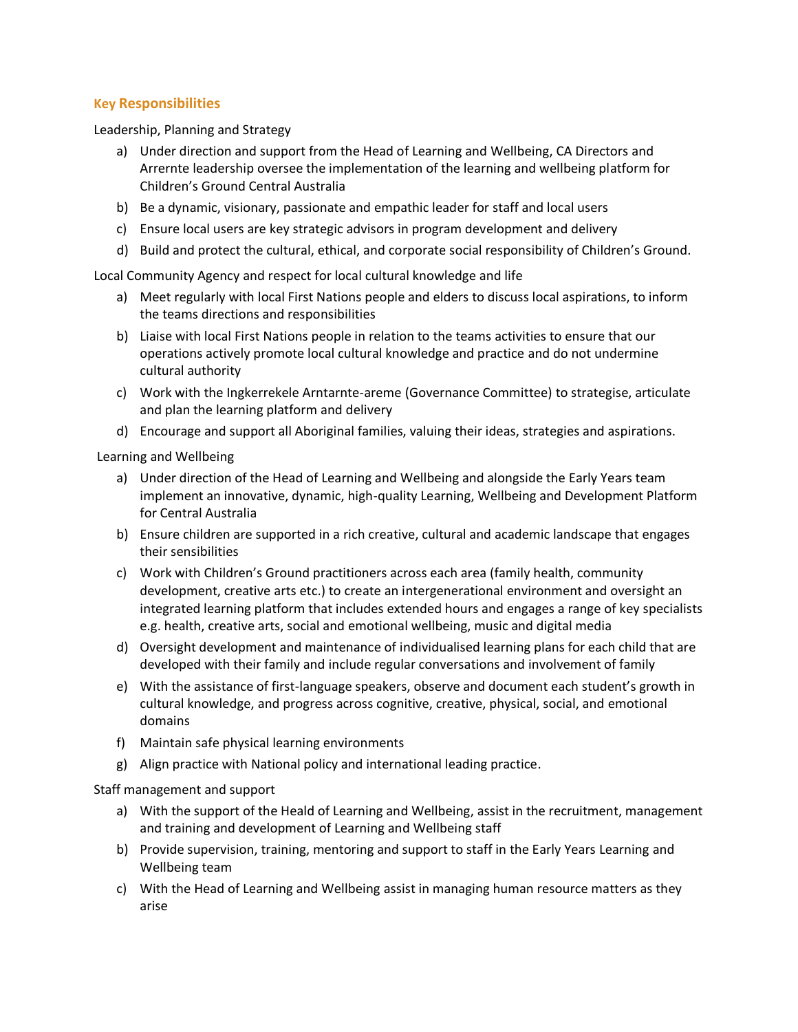## Key Responsibilities

Leadership, Planning and Strategy

a) Under direction and support from the Head of Learning and Wellbeing, CA Directors and Arrernte leadership oversee the implementation of the learning and wellbeing platform for Children's Ground Central Australia
b) Be a dynamic, visionary, passionate and empathic leader for staff and local users
c) Ensure local users are key strategic advisors in program development and delivery
d) Build and protect the cultural, ethical, and corporate social responsibility of Children's Ground.

Local Community Agency and respect for local cultural knowledge and life

a) Meet regularly with local First Nations people and elders to discuss local aspirations, to inform the teams directions and responsibilities
b) Liaise with local First Nations people in relation to the teams activities to ensure that our operations actively promote local cultural knowledge and practice and do not undermine cultural authority
c) Work with the Ingkerrekele Arntarnte-areme (Governance Committee) to strategise, articulate and plan the learning platform and delivery
d) Encourage and support all Aboriginal families, valuing their ideas, strategies and aspirations.

Learning and Wellbeing

a) Under direction of the Head of Learning and Wellbeing and alongside the Early Years team implement an innovative, dynamic, high-quality Learning, Wellbeing and Development Platform for Central Australia
b) Ensure children are supported in a rich creative, cultural and academic landscape that engages their sensibilities
c) Work with Children's Ground practitioners across each area (family health, community development, creative arts etc.) to create an intergenerational environment and oversight an integrated learning platform that includes extended hours and engages a range of key specialists e.g. health, creative arts, social and emotional wellbeing, music and digital media
d) Oversight development and maintenance of individualised learning plans for each child that are developed with their family and include regular conversations and involvement of family
e) With the assistance of first-language speakers, observe and document each student's growth in cultural knowledge, and progress across cognitive, creative, physical, social, and emotional domains
f) Maintain safe physical learning environments
g) Align practice with National policy and international leading practice.

Staff management and support

a) With the support of the Heald of Learning and Wellbeing, assist in the recruitment, management and training and development of Learning and Wellbeing staff
b) Provide supervision, training, mentoring and support to staff in the Early Years Learning and Wellbeing team
c) With the Head of Learning and Wellbeing assist in managing human resource matters as they arise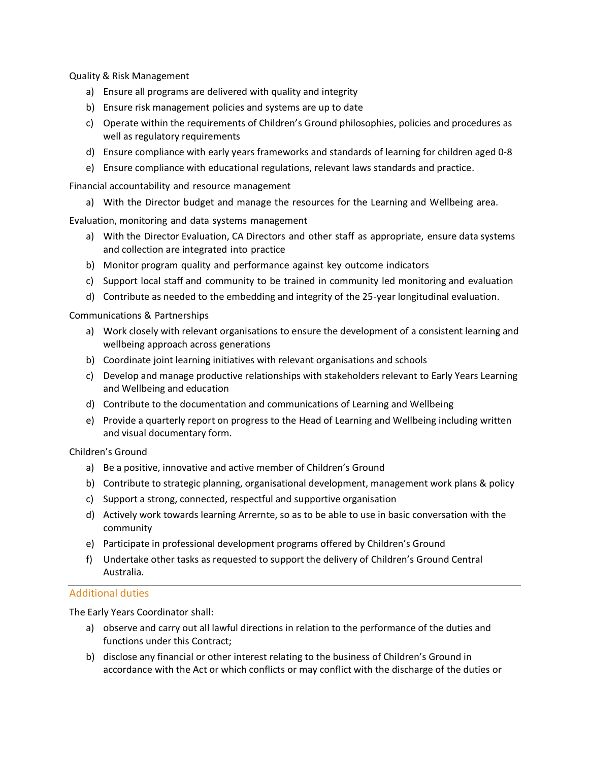Quality & Risk Management

a) Ensure all programs are delivered with quality and integrity
b) Ensure risk management policies and systems are up to date
c) Operate within the requirements of Children's Ground philosophies, policies and procedures as well as regulatory requirements
d) Ensure compliance with early years frameworks and standards of learning for children aged 0-8
e) Ensure compliance with educational regulations, relevant laws standards and practice.

Financial accountability and resource management

a) With the Director budget and manage the resources for the Learning and Wellbeing area.

Evaluation, monitoring and data systems management

a) With the Director Evaluation, CA Directors and other staff as appropriate, ensure data systems and collection are integrated into practice
b) Monitor program quality and performance against key outcome indicators
c) Support local staff and community to be trained in community led monitoring and evaluation
d) Contribute as needed to the embedding and integrity of the 25-year longitudinal evaluation.

Communications & Partnerships

a) Work closely with relevant organisations to ensure the development of a consistent learning and wellbeing approach across generations
b) Coordinate joint learning initiatives with relevant organisations and schools
c) Develop and manage productive relationships with stakeholders relevant to Early Years Learning and Wellbeing and education
d) Contribute to the documentation and communications of Learning and Wellbeing
e) Provide a quarterly report on progress to the Head of Learning and Wellbeing including written and visual documentary form.

Children's Ground

a) Be a positive, innovative and active member of Children's Ground
b) Contribute to strategic planning, organisational development, management work plans & policy
c) Support a strong, connected, respectful and supportive organisation
d) Actively work towards learning Arrernte, so as to be able to use in basic conversation with the community
e) Participate in professional development programs offered by Children's Ground
f) Undertake other tasks as requested to support the delivery of Children's Ground Central Australia.

## Additional duties

The Early Years Coordinator shall:

a) observe and carry out all lawful directions in relation to the performance of the duties and functions under this Contract;
b) disclose any financial or other interest relating to the business of Children's Ground in accordance with the Act or which conflicts or may conflict with the discharge of the duties or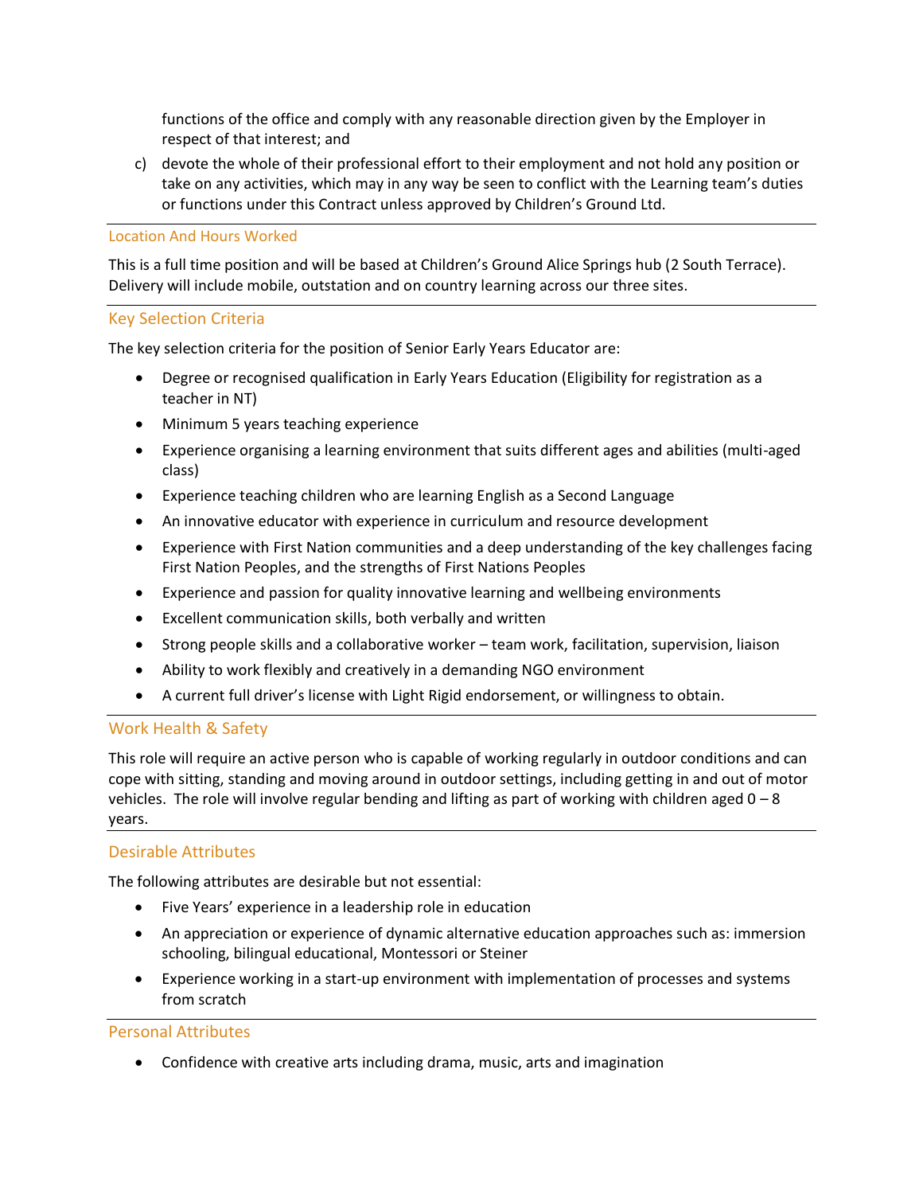functions of the office and comply with any reasonable direction given by the Employer in respect of that interest; and

c) devote the whole of their professional effort to their employment and not hold any position or take on any activities, which may in any way be seen to conflict with the Learning team's duties or functions under this Contract unless approved by Children's Ground Ltd.

---

## Location And Hours Worked

This is a full time position and will be based at Children's Ground Alice Springs hub (2 South Terrace). Delivery will include mobile, outstation and on country learning across our three sites.

---

## Key Selection Criteria

The key selection criteria for the position of Senior Early Years Educator are:

- Degree or recognised qualification in Early Years Education (Eligibility for registration as a teacher in NT)
- Minimum 5 years teaching experience
- Experience organising a learning environment that suits different ages and abilities (multi-aged class)
- Experience teaching children who are learning English as a Second Language
- An innovative educator with experience in curriculum and resource development
- Experience with First Nation communities and a deep understanding of the key challenges facing First Nation Peoples, and the strengths of First Nations Peoples
- Experience and passion for quality innovative learning and wellbeing environments
- Excellent communication skills, both verbally and written
- Strong people skills and a collaborative worker – team work, facilitation, supervision, liaison
- Ability to work flexibly and creatively in a demanding NGO environment
- A current full driver's license with Light Rigid endorsement, or willingness to obtain.

---

## Work Health & Safety

This role will require an active person who is capable of working regularly in outdoor conditions and can cope with sitting, standing and moving around in outdoor settings, including getting in and out of motor vehicles. The role will involve regular bending and lifting as part of working with children aged 0 – 8 years.

---

## Desirable Attributes

The following attributes are desirable but not essential:

- Five Years' experience in a leadership role in education
- An appreciation or experience of dynamic alternative education approaches such as: immersion schooling, bilingual educational, Montessori or Steiner
- Experience working in a start-up environment with implementation of processes and systems from scratch

---

## Personal Attributes

- Confidence with creative arts including drama, music, arts and imagination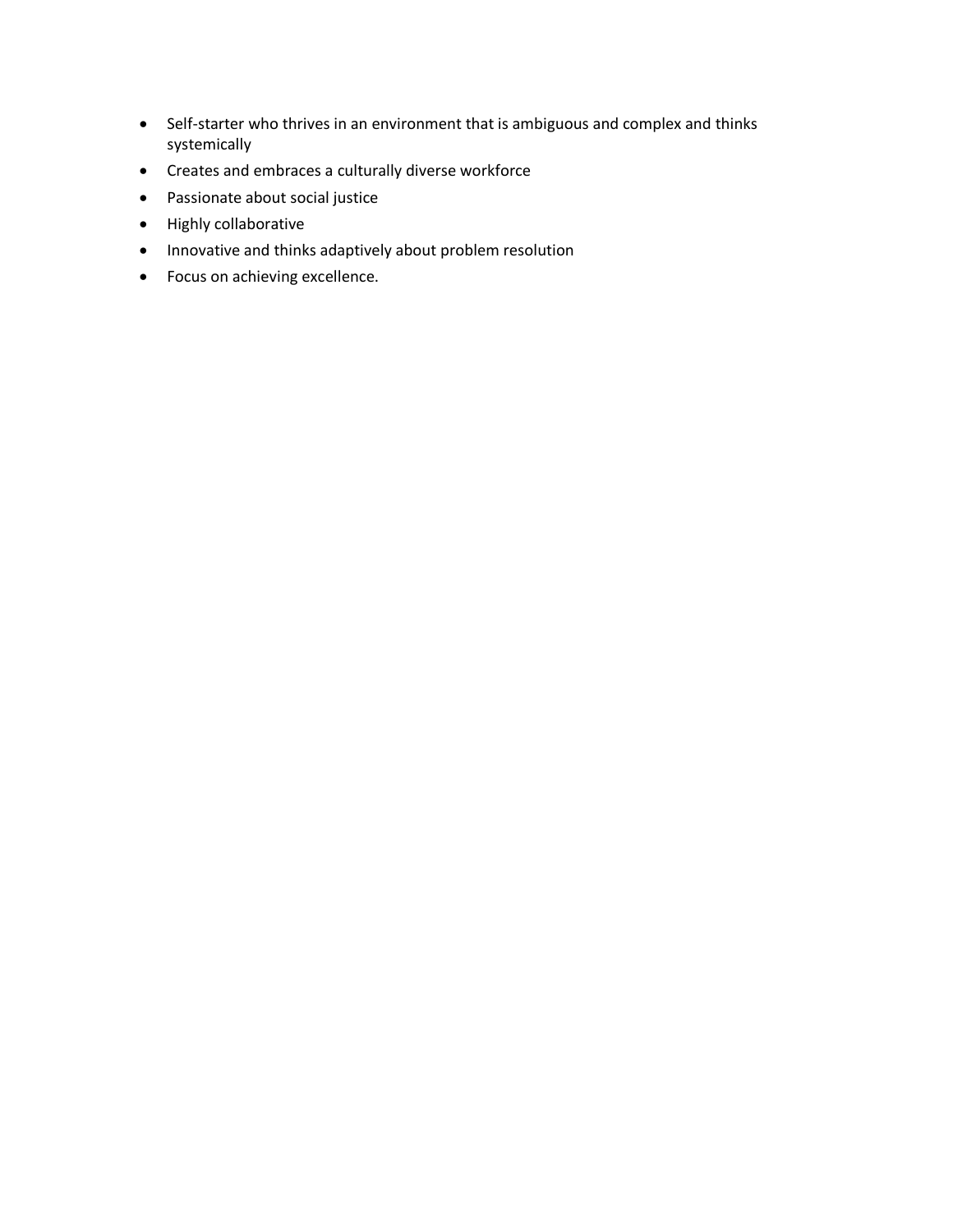- Self-starter who thrives in an environment that is ambiguous and complex and thinks systemically
- Creates and embraces a culturally diverse workforce
- Passionate about social justice
- Highly collaborative
- Innovative and thinks adaptively about problem resolution
- Focus on achieving excellence.